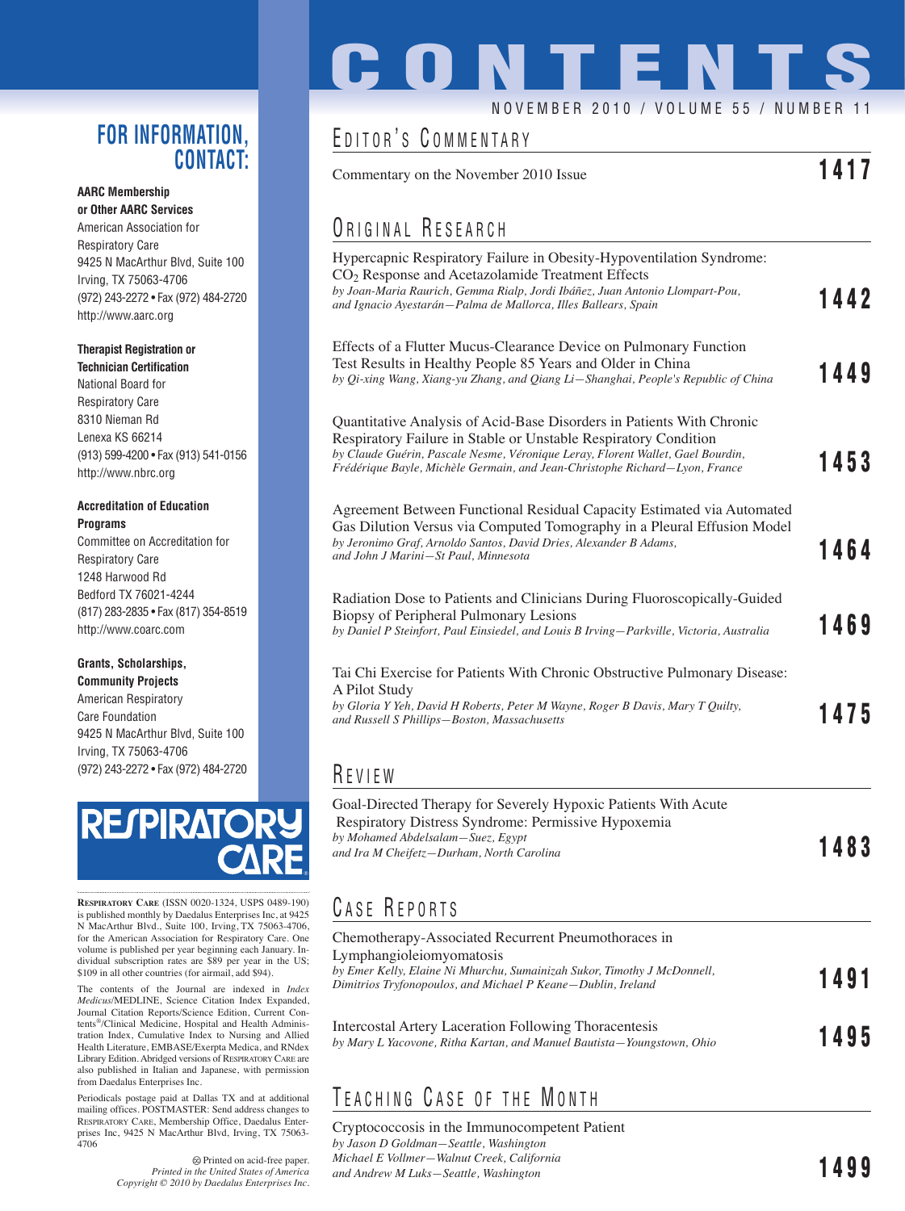# CONTENTS

NOVEMBER 2010 / VOLUME 55 / NUMBER 11

## EDITOR'S COMMENTARY

Commentary on the November 2010 Issue **1417**

## ORIGINAL RESEARCH

Hypercapnic Respiratory Failure in Obesity-Hypoventilation Syndrome: $CO_2$ Response and Acetazolamide Treatment Effects
*by Joan-Maria Raurich, Gemma Rialp, Jordi Ibáñez, Juan Antonio Llompart-Pou, and Ignacio Ayestarán—Palma de Mallorca, Illes Balleares, Spain* **1442**

Effects of a Flutter Mucus-Clearance Device on Pulmonary Function Test Results in Healthy People 85 Years and Older in China
*by Qi-xing Wang, Xiang-yu Zhang, and Qiang Li—Shanghai, People's Republic of China* **1449**

Quantitative Analysis of Acid-Base Disorders in Patients With Chronic Respiratory Failure in Stable or Unstable Respiratory Condition
*by Claude Guérin, Pascale Nesme, Véronique Leray, Florent Wallet, Gael Bourdin, Frédérique Bayle, Michèle Germain, and Jean-Christophe Richard—Lyon, France* **1453**

Agreement Between Functional Residual Capacity Estimated via Automated Gas Dilution Versus via Computed Tomography in a Pleural Effusion Model
*by Jeronimo Graf, Arnoldo Santos, David Dries, Alexander B Adams, and John J Marini—St Paul, Minnesota* **1464**

Radiation Dose to Patients and Clinicians During Fluoroscopically-Guided Biopsy of Peripheral Pulmonary Lesions
*by Daniel P Steinfort, Paul Einsiedel, and Louis B Irving—Parkville, Victoria, Australia* **1469**

Tai Chi Exercise for Patients With Chronic Obstructive Pulmonary Disease: A Pilot Study
*by Gloria Y Yeh, David H Roberts, Peter M Wayne, Roger B Davis, Mary T Quilty, and Russell S Phillips—Boston, Massachusetts* **1475**

## REVIEW

Goal-Directed Therapy for Severely Hypoxic Patients With Acute Respiratory Distress Syndrome: Permissive Hypoxemia
*by Mohamed Abdelsalam—Suez, Egypt and Ira M Cheifetz—Durham, North Carolina* **1483**

## CASE REPORTS

Chemotherapy-Associated Recurrent Pneumothoraces in Lymphangioleiomyomatosis
*by Emer Kelly, Elaine Ni Mhurchu, Sumainizah Sukor, Timothy J McDonnell, Dimitrios Tryfonopoulos, and Michael P Keane—Dublin, Ireland* **1491**

Intercostal Artery Laceration Following Thoracentesis
*by Mary L Yacovone, Ritha Kartan, and Manuel Bautista—Youngstown, Ohio* **1495**

## TEACHING CASE OF THE MONTH

Cryptococcosis in the Immunocompetent Patient
*by Jason D Goldman—Seattle, Washington Michael E Vollmer—Walnut Creek, California and Andrew M Luks—Seattle, Washington* **1499**

---

## FOR INFORMATION, CONTACT:

**AARC Membership or Other AARC Services**
American Association for Respiratory Care
9425 N MacArthur Blvd, Suite 100
Irving, TX 75063-4706
(972) 243-2272 • Fax (972) 484-2720
http://www.aarc.org

**Therapist Registration or Technician Certification**
National Board for Respiratory Care
8310 Nieman Rd
Lenexa KS 66214
(913) 599-4200 • Fax (913) 541-0156
http://www.nbrc.org

**Accreditation of Education Programs**
Committee on Accreditation for Respiratory Care
1248 Harwood Rd
Bedford TX 76021-4244
(817) 283-2835 • Fax (817) 354-8519
http://www.coarc.com

**Grants, Scholarships, Community Projects**
American Respiratory Care Foundation
9425 N MacArthur Blvd, Suite 100
Irving, TX 75063-4706
(972) 243-2272 • Fax (972) 484-2720

RESPIRATORY CARE

**RESPIRATORY CARE** (ISSN 0020-1324, USPS 0489-190) is published monthly by Daedalus Enterprises Inc, at 9425 N MacArthur Blvd., Suite 100, Irving, TX 75063-4706, for the American Association for Respiratory Care. One volume is published per year beginning each January. Individual subscription rates are $89 per year in the US; $109 in all other countries (for airmail, add $94).

The contents of the Journal are indexed in *Index Medicus*/MEDLINE, Science Citation Index Expanded, Journal Citation Reports/Science Edition, Current Contents®/Clinical Medicine, Hospital and Health Administration Index, Cumulative Index to Nursing and Allied Health Literature, EMBASE/Exerpta Medica, and RNdex Library Edition. Abridged versions of RESPIRATORY CARE are also published in Italian and Japanese, with permission from Daedalus Enterprises Inc.

Periodicals postage paid at Dallas TX and at additional mailing offices. POSTMASTER: Send address changes to RESPIRATORY CARE, Membership Office, Daedalus Enterprises Inc, 9425 N MacArthur Blvd, Irving, TX 75063-4706

Printed on acid-free paper.
*Printed in the United States of America*
*Copyright © 2010 by Daedalus Enterprises Inc.*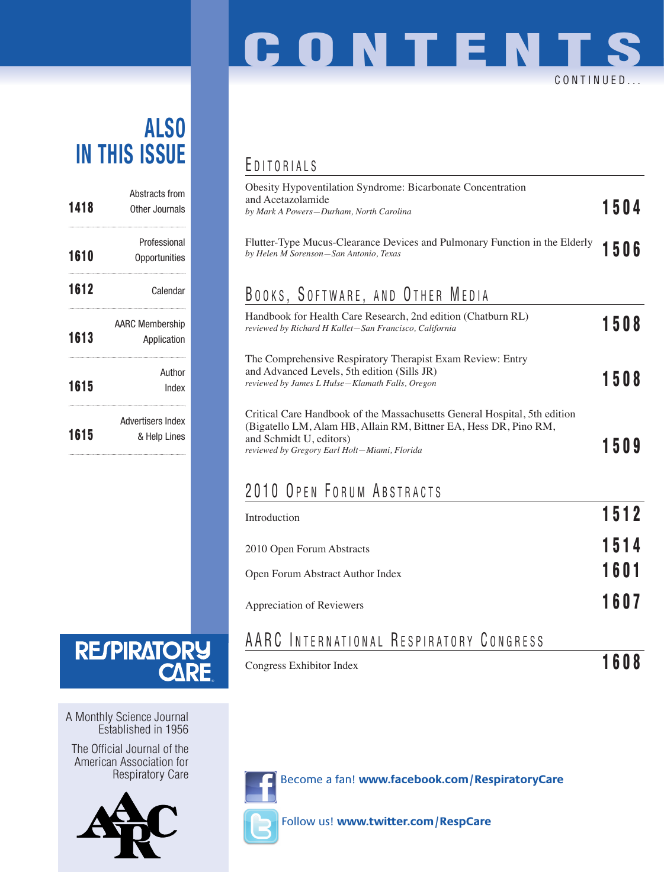# CONTENTS

CONTINUED...

## ALSO IN THIS ISSUE

| | |
|---|---|
| 1418 | Abstracts from Other Journals |
| 1610 | Professional Opportunities |
| 1612 | Calendar |
| 1613 | AARC Membership Application |
| 1615 | Author Index |
| 1615 | Advertisers Index & Help Lines |

## EDITORIALS

Obesity Hypoventilation Syndrome: Bicarbonate Concentration and Acetazolamide
*by Mark A Powers—Durham, North Carolina* **1504**

Flutter-Type Mucus-Clearance Devices and Pulmonary Function in the Elderly
*by Helen M Sorenson—San Antonio, Texas* **1506**

## BOOKS, SOFTWARE, AND OTHER MEDIA

Handbook for Health Care Research, 2nd edition (Chatburn RL)
*reviewed by Richard H Kallet—San Francisco, California* **1508**

The Comprehensive Respiratory Therapist Exam Review: Entry and Advanced Levels, 5th edition (Sills JR)
*reviewed by James L Hulse—Klamath Falls, Oregon* **1508**

Critical Care Handbook of the Massachusetts General Hospital, 5th edition (Bigatello LM, Alam HB, Allain RM, Bittner EA, Hess DR, Pino RM, and Schmidt U, editors)
*reviewed by Gregory Earl Holt—Miami, Florida* **1509**

## 2010 OPEN FORUM ABSTRACTS

Introduction **1512**

2010 Open Forum Abstracts **1514**

Open Forum Abstract Author Index **1601**

Appreciation of Reviewers **1607**

## AARC INTERNATIONAL RESPIRATORY CONGRESS

Congress Exhibitor Index **1608**

RESPIRATORY CARE

A Monthly Science Journal
Established in 1956

The Official Journal of the
American Association for
Respiratory Care

Become a fan! **www.facebook.com/RespiratoryCare**

Follow us! **www.twitter.com/RespCare**